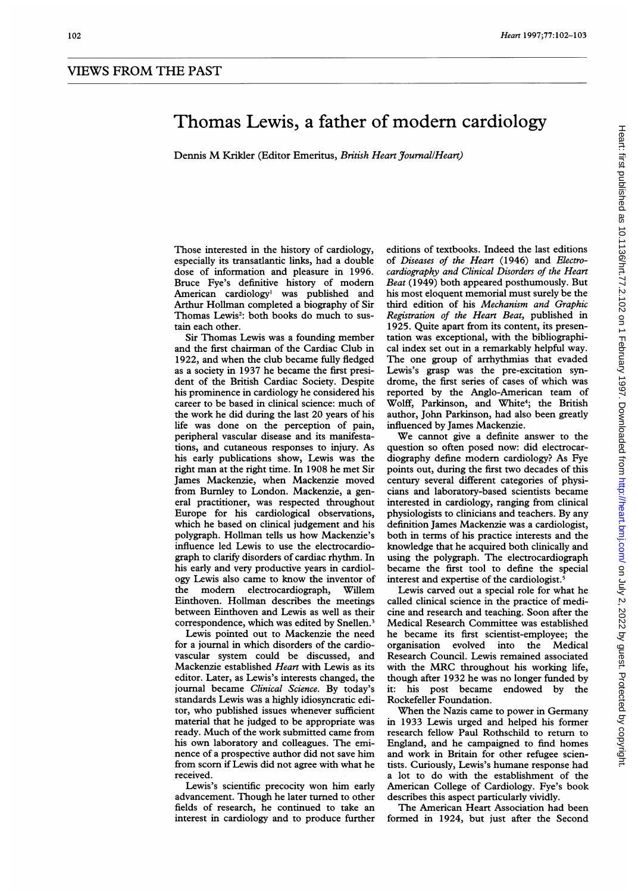VIEWS FROM THE PAST

# Thomas Lewis, a father of modern cardiology

Dennis M Krikler (Editor Emeritus, *British Heart Journal/Heart*)

Those interested in the history of cardiology, especially its transatlantic links, had a double dose of information and pleasure in 1996. Bruce Fye's definitive history of modern American cardiology[1] was published and Arthur Hollman completed a biography of Sir Thomas Lewis[2]: both books do much to sustain each other.

Sir Thomas Lewis was a founding member and the first chairman of the Cardiac Club in 1922, and when the club became fully fledged as a society in 1937 he became the first president of the British Cardiac Society. Despite his prominence in cardiology he considered his career to be based in clinical science: much of the work he did during the last 20 years of his life was done on the perception of pain, peripheral vascular disease and its manifestations, and cutaneous responses to injury. As his early publications show, Lewis was the right man at the right time. In 1908 he met Sir James Mackenzie, when Mackenzie moved from Burnley to London. Mackenzie, a general practitioner, was respected throughout Europe for his cardiological observations, which he based on clinical judgement and his polygraph. Hollman tells us how Mackenzie's influence led Lewis to use the electrocardiograph to clarify disorders of cardiac rhythm. In his early and very productive years in cardiology Lewis also came to know the inventor of the modern electrocardiograph, Willem Einthoven. Hollman describes the meetings between Einthoven and Lewis as well as their correspondence, which was edited by Snellen.[3]

Lewis pointed out to Mackenzie the need for a journal in which disorders of the cardiovascular system could be discussed, and Mackenzie established *Heart* with Lewis as its editor. Later, as Lewis's interests changed, the journal became *Clinical Science*. By today's standards Lewis was a highly idiosyncratic editor, who published issues whenever sufficient material that he judged to be appropriate was ready. Much of the work submitted came from his own laboratory and colleagues. The eminence of a prospective author did not save him from scorn if Lewis did not agree with what he received.

Lewis's scientific precocity won him early advancement. Though he later turned to other fields of research, he continued to take an interest in cardiology and to produce further editions of textbooks. Indeed the last editions of *Diseases of the Heart* (1946) and *Electrocardiography and Clinical Disorders of the Heart Beat* (1949) both appeared posthumously. But his most eloquent memorial must surely be the third edition of his *Mechanism and Graphic Registration of the Heart Beat*, published in 1925. Quite apart from its content, its presentation was exceptional, with the bibliographical index set out in a remarkably helpful way. The one group of arrhythmias that evaded Lewis's grasp was the pre-excitation syndrome, the first series of cases of which was reported by the Anglo-American team of Wolff, Parkinson, and White[4]; the British author, John Parkinson, had also been greatly influenced by James Mackenzie.

We cannot give a definite answer to the question so often posed now: did electrocardiography define modern cardiology? As Fye points out, during the first two decades of this century several different categories of physicians and laboratory-based scientists became interested in cardiology, ranging from clinical physiologists to clinicians and teachers. By any definition James Mackenzie was a cardiologist, both in terms of his practice interests and the knowledge that he acquired both clinically and using the polygraph. The electrocardiograph became the first tool to define the special interest and expertise of the cardiologist.[5]

Lewis carved out a special role for what he called clinical science in the practice of medicine and research and teaching. Soon after the Medical Research Committee was established he became its first scientist-employee; the organisation evolved into the Medical Research Council. Lewis remained associated with the MRC throughout his working life, though after 1932 he was no longer funded by it: his post became endowed by the Rockefeller Foundation.

When the Nazis came to power in Germany in 1933 Lewis urged and helped his former research fellow Paul Rothschild to return to England, and he campaigned to find homes and work in Britain for other refugee scientists. Curiously, Lewis's humane response had a lot to do with the establishment of the American College of Cardiology. Fye's book describes this aspect particularly vividly.

The American Heart Association had been formed in 1924, but just after the Second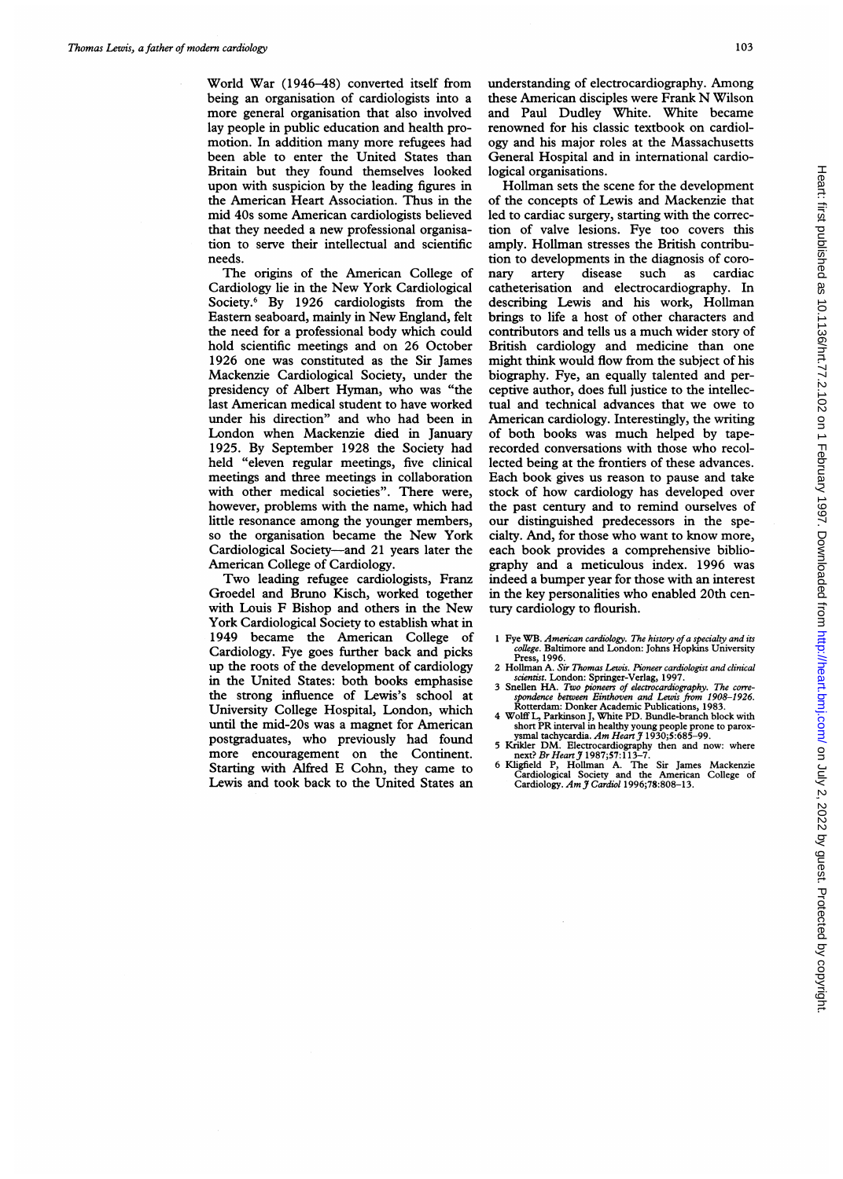World War (1946–48) converted itself from being an organisation of cardiologists into a more general organisation that also involved lay people in public education and health promotion. In addition many more refugees had been able to enter the United States than Britain but they found themselves looked upon with suspicion by the leading figures in the American Heart Association. Thus in the mid 40s some American cardiologists believed that they needed a new professional organisation to serve their intellectual and scientific needs.

The origins of the American College of Cardiology lie in the New York Cardiological Society.[6] By 1926 cardiologists from the Eastern seaboard, mainly in New England, felt the need for a professional body which could hold scientific meetings and on 26 October 1926 one was constituted as the Sir James Mackenzie Cardiological Society, under the presidency of Albert Hyman, who was "the last American medical student to have worked under his direction" and who had been in London when Mackenzie died in January 1925. By September 1928 the Society had held "eleven regular meetings, five clinical meetings and three meetings in collaboration with other medical societies". There were, however, problems with the name, which had little resonance among the younger members, so the organisation became the New York Cardiological Society—and 21 years later the American College of Cardiology.

Two leading refugee cardiologists, Franz Groedel and Bruno Kisch, worked together with Louis F Bishop and others in the New York Cardiological Society to establish what in 1949 became the American College of Cardiology. Fye goes further back and picks up the roots of the development of cardiology in the United States: both books emphasise the strong influence of Lewis's school at University College Hospital, London, which until the mid-20s was a magnet for American postgraduates, who previously had found more encouragement on the Continent. Starting with Alfred E Cohn, they came to Lewis and took back to the United States an understanding of electrocardiography. Among these American disciples were Frank N Wilson and Paul Dudley White. White became renowned for his classic textbook on cardiology and his major roles at the Massachusetts General Hospital and in international cardiological organisations.

Hollman sets the scene for the development of the concepts of Lewis and Mackenzie that led to cardiac surgery, starting with the correction of valve lesions. Fye too covers this amply. Hollman stresses the British contribution to developments in the diagnosis of coronary artery disease such as cardiac catheterisation and electrocardiography. In describing Lewis and his work, Hollman brings to life a host of other characters and contributors and tells us a much wider story of British cardiology and medicine than one might think would flow from the subject of his biography. Fye, an equally talented and perceptive author, does full justice to the intellectual and technical advances that we owe to American cardiology. Interestingly, the writing of both books was much helped by tape-recorded conversations with those who recollected being at the frontiers of these advances. Each book gives us reason to pause and take stock of how cardiology has developed over the past century and to remind ourselves of our distinguished predecessors in the specialty. And, for those who want to know more, each book provides a comprehensive bibliography and a meticulous index. 1996 was indeed a bumper year for those with an interest in the key personalities who enabled 20th century cardiology to flourish.

1. Fye WB. *American cardiology. The history of a specialty and its college.* Baltimore and London: Johns Hopkins University Press, 1996.
2. Hollman A. *Sir Thomas Lewis. Pioneer cardiologist and clinical scientist.* London: Springer-Verlag, 1997.
3. Snellen HA. *Two pioneers of electrocardiography. The correspondence between Einthoven and Lewis from 1908–1926.* Rotterdam: Donker Academic Publications, 1983.
4. Wolff L, Parkinson J, White PD. Bundle-branch block with short PR interval in healthy young people prone to paroxysmal tachycardia. *Am Heart J* 1930;5:685–99.
5. Krikler DM. Electrocardiography then and now: where next? *Br Heart J* 1987;57:113–7.
6. Kligfield P, Hollman A. The Sir James Mackenzie Cardiological Society and the American College of Cardiology. *Am J Cardiol* 1996;78:808–13.